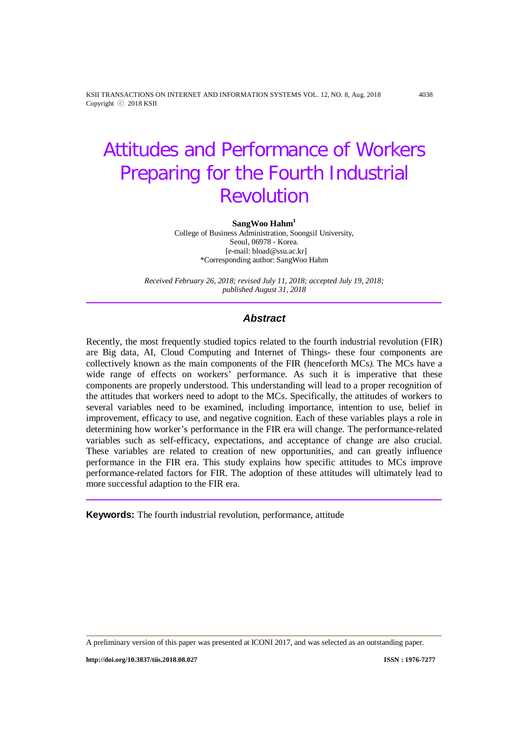# Attitudes and Performance of Workers Preparing for the Fourth Industrial Revolution

**SangWoo Hahm**[1]
College of Business Administration, Soongsil University,
Seoul, 06978 - Korea.
[e-mail: bload@ssu.ac.kr]
*Corresponding author: SangWoo Hahm

*Received February 26, 2018; revised July 11, 2018; accepted July 19, 2018; published August 31, 2018*

## *Abstract*

Recently, the most frequently studied topics related to the fourth industrial revolution (FIR) are Big data, AI, Cloud Computing and Internet of Things- these four components are collectively known as the main components of the FIR (henceforth MCs*)*. The MCs have a wide range of effects on workers' performance. As such it is imperative that these components are properly understood. This understanding will lead to a proper recognition of the attitudes that workers need to adopt to the MCs. Specifically, the attitudes of workers to several variables need to be examined, including importance, intention to use, belief in improvement, efficacy to use, and negative cognition. Each of these variables plays a role in determining how worker's performance in the FIR era will change. The performance-related variables such as self-efficacy, expectations, and acceptance of change are also crucial. These variables are related to creation of new opportunities, and can greatly influence performance in the FIR era. This study explains how specific attitudes to MCs improve performance-related factors for FIR. The adoption of these attitudes will ultimately lead to more successful adaption to the FIR era.

**Keywords:** The fourth industrial revolution, performance, attitude

A preliminary version of this paper was presented at ICONI 2017, and was selected as an outstanding paper.

http://doi.org/10.3837/tiis.2018.08.027 ISSN : 1976-7277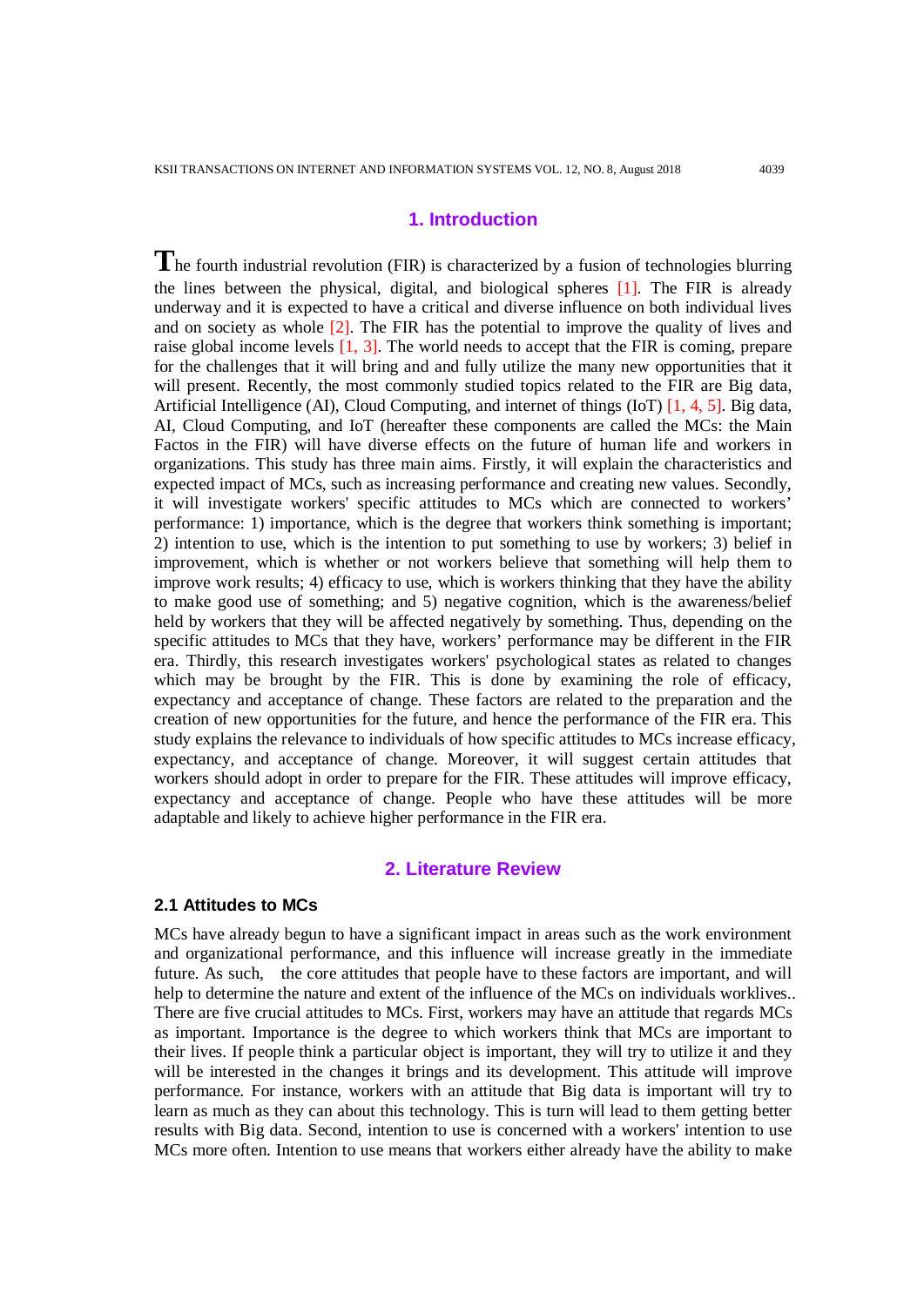## 1. Introduction

The fourth industrial revolution (FIR) is characterized by a fusion of technologies blurring the lines between the physical, digital, and biological spheres [1]. The FIR is already underway and it is expected to have a critical and diverse influence on both individual lives and on society as whole [2]. The FIR has the potential to improve the quality of lives and raise global income levels [1, 3]. The world needs to accept that the FIR is coming, prepare for the challenges that it will bring and and fully utilize the many new opportunities that it will present. Recently, the most commonly studied topics related to the FIR are Big data, Artificial Intelligence (AI), Cloud Computing, and internet of things (IoT) [1, 4, 5]. Big data, AI, Cloud Computing, and IoT (hereafter these components are called the MCs: the Main Factos in the FIR) will have diverse effects on the future of human life and workers in organizations. This study has three main aims. Firstly, it will explain the characteristics and expected impact of MCs, such as increasing performance and creating new values. Secondly, it will investigate workers' specific attitudes to MCs which are connected to workers' performance: 1) importance, which is the degree that workers think something is important; 2) intention to use, which is the intention to put something to use by workers; 3) belief in improvement, which is whether or not workers believe that something will help them to improve work results; 4) efficacy to use, which is workers thinking that they have the ability to make good use of something; and 5) negative cognition, which is the awareness/belief held by workers that they will be affected negatively by something. Thus, depending on the specific attitudes to MCs that they have, workers' performance may be different in the FIR era. Thirdly, this research investigates workers' psychological states as related to changes which may be brought by the FIR. This is done by examining the role of efficacy, expectancy and acceptance of change. These factors are related to the preparation and the creation of new opportunities for the future, and hence the performance of the FIR era. This study explains the relevance to individuals of how specific attitudes to MCs increase efficacy, expectancy, and acceptance of change. Moreover, it will suggest certain attitudes that workers should adopt in order to prepare for the FIR. These attitudes will improve efficacy, expectancy and acceptance of change. People who have these attitudes will be more adaptable and likely to achieve higher performance in the FIR era.

## 2. Literature Review

### 2.1 Attitudes to MCs

MCs have already begun to have a significant impact in areas such as the work environment and organizational performance, and this influence will increase greatly in the immediate future. As such, the core attitudes that people have to these factors are important, and will help to determine the nature and extent of the influence of the MCs on individuals worklives.. There are five crucial attitudes to MCs. First, workers may have an attitude that regards MCs as important. Importance is the degree to which workers think that MCs are important to their lives. If people think a particular object is important, they will try to utilize it and they will be interested in the changes it brings and its development. This attitude will improve performance. For instance, workers with an attitude that Big data is important will try to learn as much as they can about this technology. This is turn will lead to them getting better results with Big data. Second, intention to use is concerned with a workers' intention to use MCs more often. Intention to use means that workers either already have the ability to make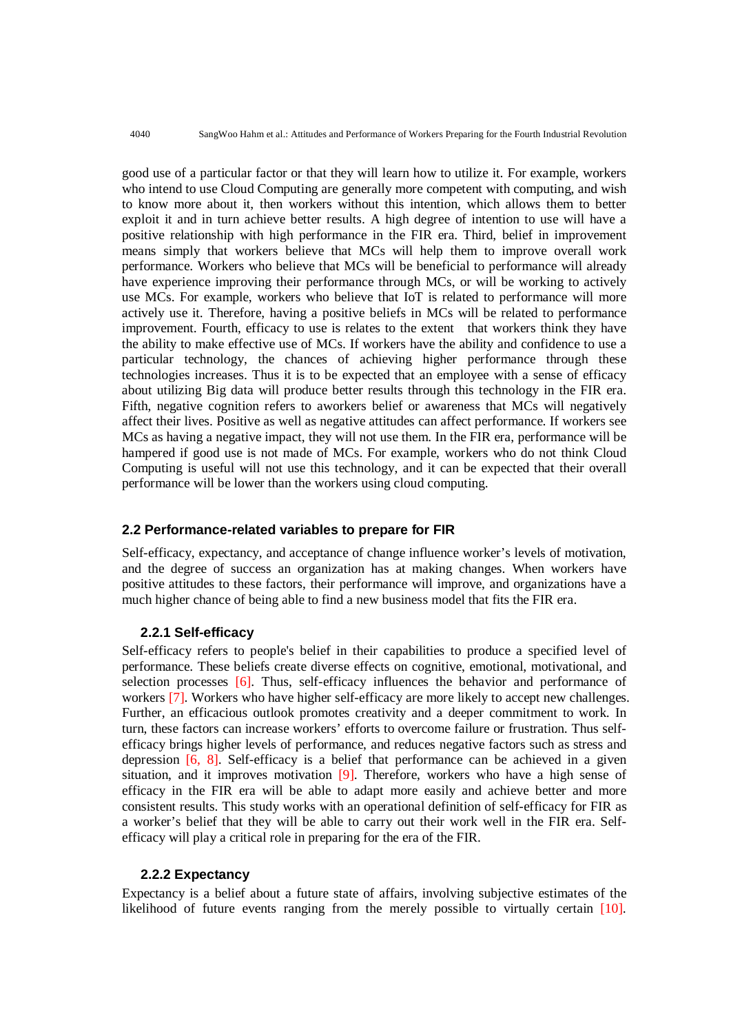good use of a particular factor or that they will learn how to utilize it. For example, workers who intend to use Cloud Computing are generally more competent with computing, and wish to know more about it, then workers without this intention, which allows them to better exploit it and in turn achieve better results. A high degree of intention to use will have a positive relationship with high performance in the FIR era. Third, belief in improvement means simply that workers believe that MCs will help them to improve overall work performance. Workers who believe that MCs will be beneficial to performance will already have experience improving their performance through MCs, or will be working to actively use MCs. For example, workers who believe that IoT is related to performance will more actively use it. Therefore, having a positive beliefs in MCs will be related to performance improvement. Fourth, efficacy to use is relates to the extent that workers think they have the ability to make effective use of MCs. If workers have the ability and confidence to use a particular technology, the chances of achieving higher performance through these technologies increases. Thus it is to be expected that an employee with a sense of efficacy about utilizing Big data will produce better results through this technology in the FIR era. Fifth, negative cognition refers to aworkers belief or awareness that MCs will negatively affect their lives. Positive as well as negative attitudes can affect performance. If workers see MCs as having a negative impact, they will not use them. In the FIR era, performance will be hampered if good use is not made of MCs. For example, workers who do not think Cloud Computing is useful will not use this technology, and it can be expected that their overall performance will be lower than the workers using cloud computing.

### 2.2 Performance-related variables to prepare for FIR

Self-efficacy, expectancy, and acceptance of change influence worker's levels of motivation, and the degree of success an organization has at making changes. When workers have positive attitudes to these factors, their performance will improve, and organizations have a much higher chance of being able to find a new business model that fits the FIR era.

#### 2.2.1 Self-efficacy

Self-efficacy refers to people's belief in their capabilities to produce a specified level of performance. These beliefs create diverse effects on cognitive, emotional, motivational, and selection processes [6]. Thus, self-efficacy influences the behavior and performance of workers [7]. Workers who have higher self-efficacy are more likely to accept new challenges. Further, an efficacious outlook promotes creativity and a deeper commitment to work. In turn, these factors can increase workers' efforts to overcome failure or frustration. Thus self-efficacy brings higher levels of performance, and reduces negative factors such as stress and depression [6, 8]. Self-efficacy is a belief that performance can be achieved in a given situation, and it improves motivation [9]. Therefore, workers who have a high sense of efficacy in the FIR era will be able to adapt more easily and achieve better and more consistent results. This study works with an operational definition of self-efficacy for FIR as a worker's belief that they will be able to carry out their work well in the FIR era. Self-efficacy will play a critical role in preparing for the era of the FIR.

#### 2.2.2 Expectancy

Expectancy is a belief about a future state of affairs, involving subjective estimates of the likelihood of future events ranging from the merely possible to virtually certain [10].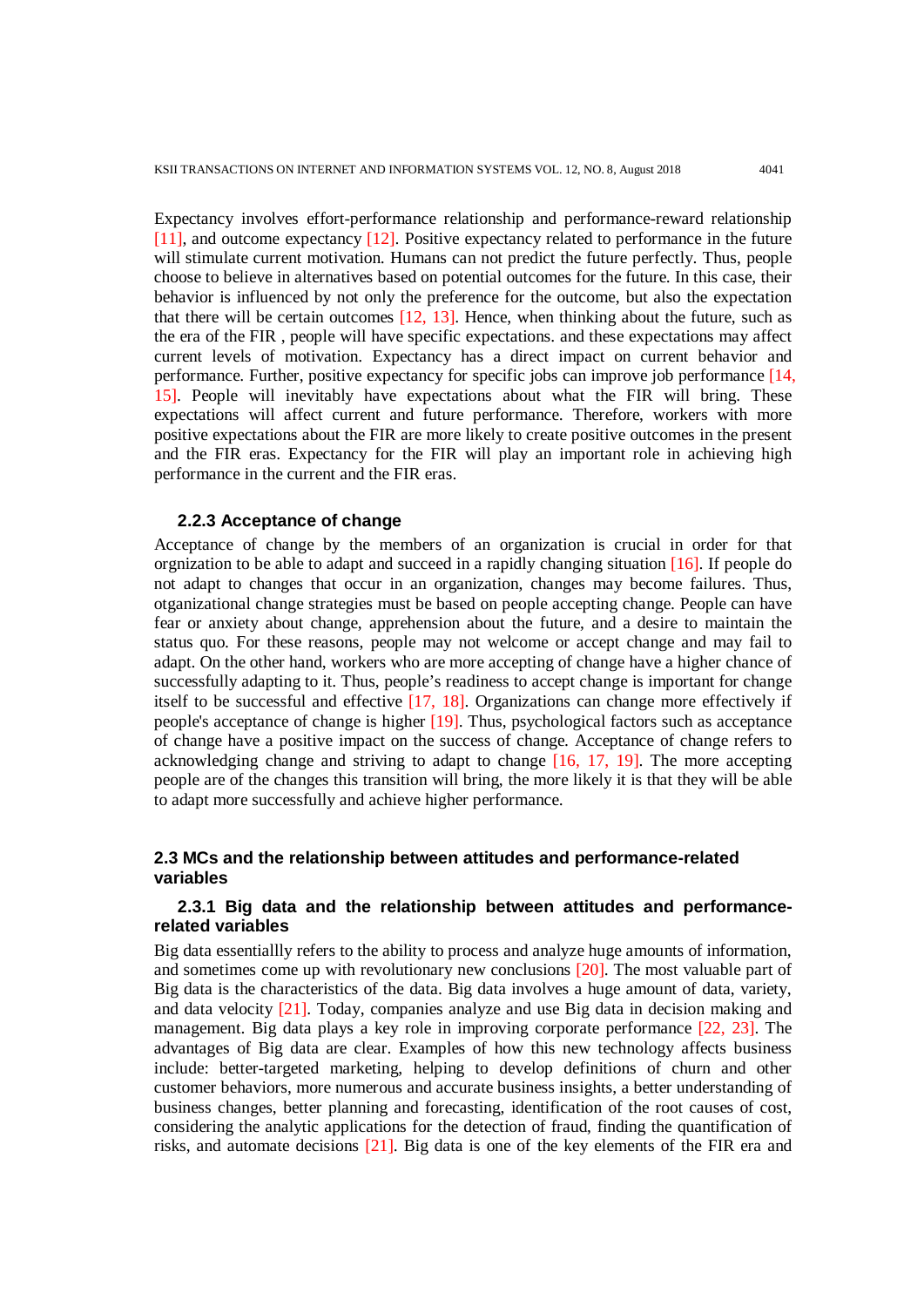Expectancy involves effort-performance relationship and performance-reward relationship [11], and outcome expectancy [12]. Positive expectancy related to performance in the future will stimulate current motivation. Humans can not predict the future perfectly. Thus, people choose to believe in alternatives based on potential outcomes for the future. In this case, their behavior is influenced by not only the preference for the outcome, but also the expectation that there will be certain outcomes [12, 13]. Hence, when thinking about the future, such as the era of the FIR , people will have specific expectations. and these expectations may affect current levels of motivation. Expectancy has a direct impact on current behavior and performance. Further, positive expectancy for specific jobs can improve job performance [14, 15]. People will inevitably have expectations about what the FIR will bring. These expectations will affect current and future performance. Therefore, workers with more positive expectations about the FIR are more likely to create positive outcomes in the present and the FIR eras. Expectancy for the FIR will play an important role in achieving high performance in the current and the FIR eras.

#### 2.2.3 Acceptance of change

Acceptance of change by the members of an organization is crucial in order for that orgnization to be able to adapt and succeed in a rapidly changing situation [16]. If people do not adapt to changes that occur in an organization, changes may become failures. Thus, otganizational change strategies must be based on people accepting change. People can have fear or anxiety about change, apprehension about the future, and a desire to maintain the status quo. For these reasons, people may not welcome or accept change and may fail to adapt. On the other hand, workers who are more accepting of change have a higher chance of successfully adapting to it. Thus, people's readiness to accept change is important for change itself to be successful and effective [17, 18]. Organizations can change more effectively if people's acceptance of change is higher [19]. Thus, psychological factors such as acceptance of change have a positive impact on the success of change. Acceptance of change refers to acknowledging change and striving to adapt to change [16, 17, 19]. The more accepting people are of the changes this transition will bring, the more likely it is that they will be able to adapt more successfully and achieve higher performance.

### 2.3 MCs and the relationship between attitudes and performance-related variables

#### 2.3.1 Big data and the relationship between attitudes and performance-related variables

Big data essentiallly refers to the ability to process and analyze huge amounts of information, and sometimes come up with revolutionary new conclusions [20]. The most valuable part of Big data is the characteristics of the data. Big data involves a huge amount of data, variety, and data velocity [21]. Today, companies analyze and use Big data in decision making and management. Big data plays a key role in improving corporate performance [22, 23]. The advantages of Big data are clear. Examples of how this new technology affects business include: better-targeted marketing, helping to develop definitions of churn and other customer behaviors, more numerous and accurate business insights, a better understanding of business changes, better planning and forecasting, identification of the root causes of cost, considering the analytic applications for the detection of fraud, finding the quantification of risks, and automate decisions [21]. Big data is one of the key elements of the FIR era and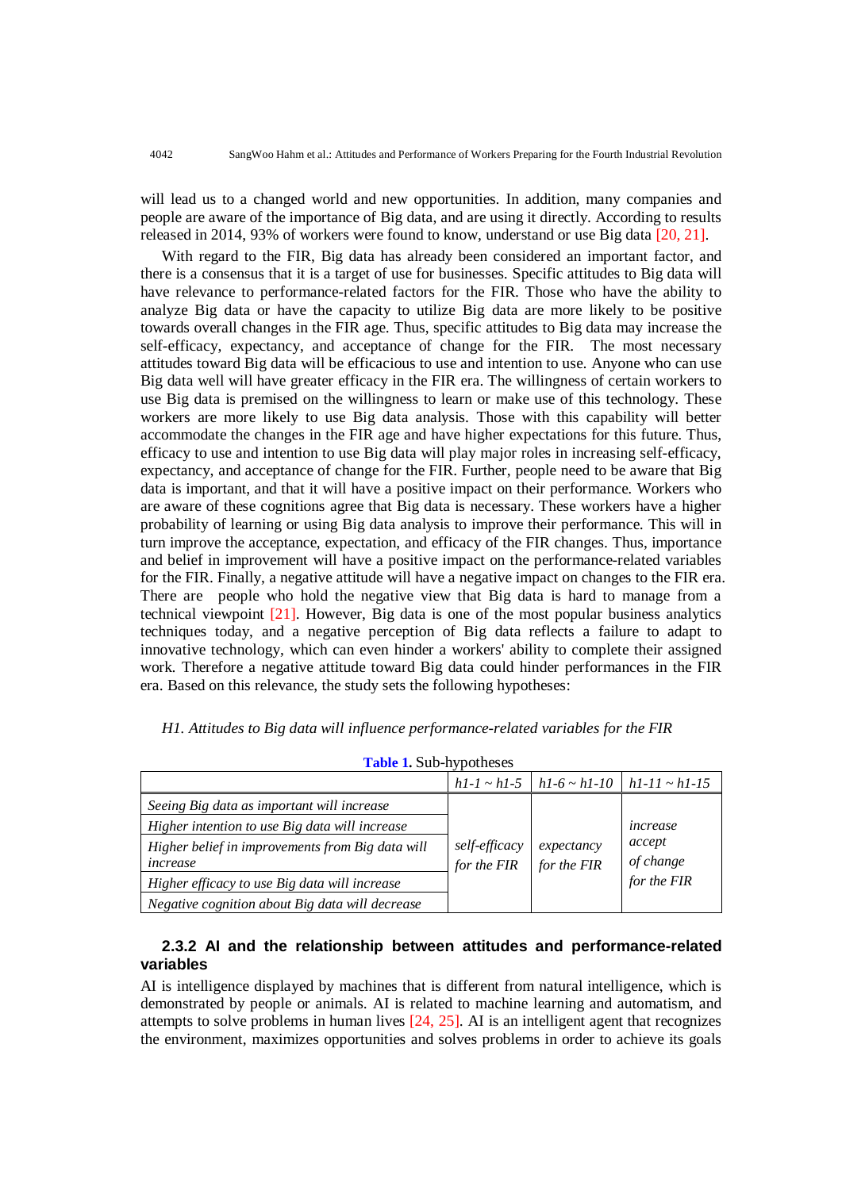will lead us to a changed world and new opportunities. In addition, many companies and people are aware of the importance of Big data, and are using it directly. According to results released in 2014, 93% of workers were found to know, understand or use Big data [20, 21].

With regard to the FIR, Big data has already been considered an important factor, and there is a consensus that it is a target of use for businesses. Specific attitudes to Big data will have relevance to performance-related factors for the FIR. Those who have the ability to analyze Big data or have the capacity to utilize Big data are more likely to be positive towards overall changes in the FIR age. Thus, specific attitudes to Big data may increase the self-efficacy, expectancy, and acceptance of change for the FIR. The most necessary attitudes toward Big data will be efficacious to use and intention to use. Anyone who can use Big data well will have greater efficacy in the FIR era. The willingness of certain workers to use Big data is premised on the willingness to learn or make use of this technology. These workers are more likely to use Big data analysis. Those with this capability will better accommodate the changes in the FIR age and have higher expectations for this future. Thus, efficacy to use and intention to use Big data will play major roles in increasing self-efficacy, expectancy, and acceptance of change for the FIR. Further, people need to be aware that Big data is important, and that it will have a positive impact on their performance. Workers who are aware of these cognitions agree that Big data is necessary. These workers have a higher probability of learning or using Big data analysis to improve their performance. This will in turn improve the acceptance, expectation, and efficacy of the FIR changes. Thus, importance and belief in improvement will have a positive impact on the performance-related variables for the FIR. Finally, a negative attitude will have a negative impact on changes to the FIR era. There are people who hold the negative view that Big data is hard to manage from a technical viewpoint [21]. However, Big data is one of the most popular business analytics techniques today, and a negative perception of Big data reflects a failure to adapt to innovative technology, which can even hinder a workers' ability to complete their assigned work. Therefore a negative attitude toward Big data could hinder performances in the FIR era. Based on this relevance, the study sets the following hypotheses:

*H1. Attitudes to Big data will influence performance-related variables for the FIR*

**Table 1.** Sub-hypotheses

| | *h1-1 ~ h1-5* | *h1-6 ~ h1-10* | *h1-11 ~ h1-15* |
|---|---|---|---|
| *Seeing Big data as important will increase* | *self-efficacy for the FIR* | *expectancy for the FIR* | *increase accept of change for the FIR* |
| *Higher intention to use Big data will increase* | | | |
| *Higher belief in improvements from Big data will increase* | | | |
| *Higher efficacy to use Big data will increase* | | | |
| *Negative cognition about Big data will decrease* | | | |

### 2.3.2 AI and the relationship between attitudes and performance-related variables

AI is intelligence displayed by machines that is different from natural intelligence, which is demonstrated by people or animals. AI is related to machine learning and automatism, and attempts to solve problems in human lives [24, 25]. AI is an intelligent agent that recognizes the environment, maximizes opportunities and solves problems in order to achieve its goals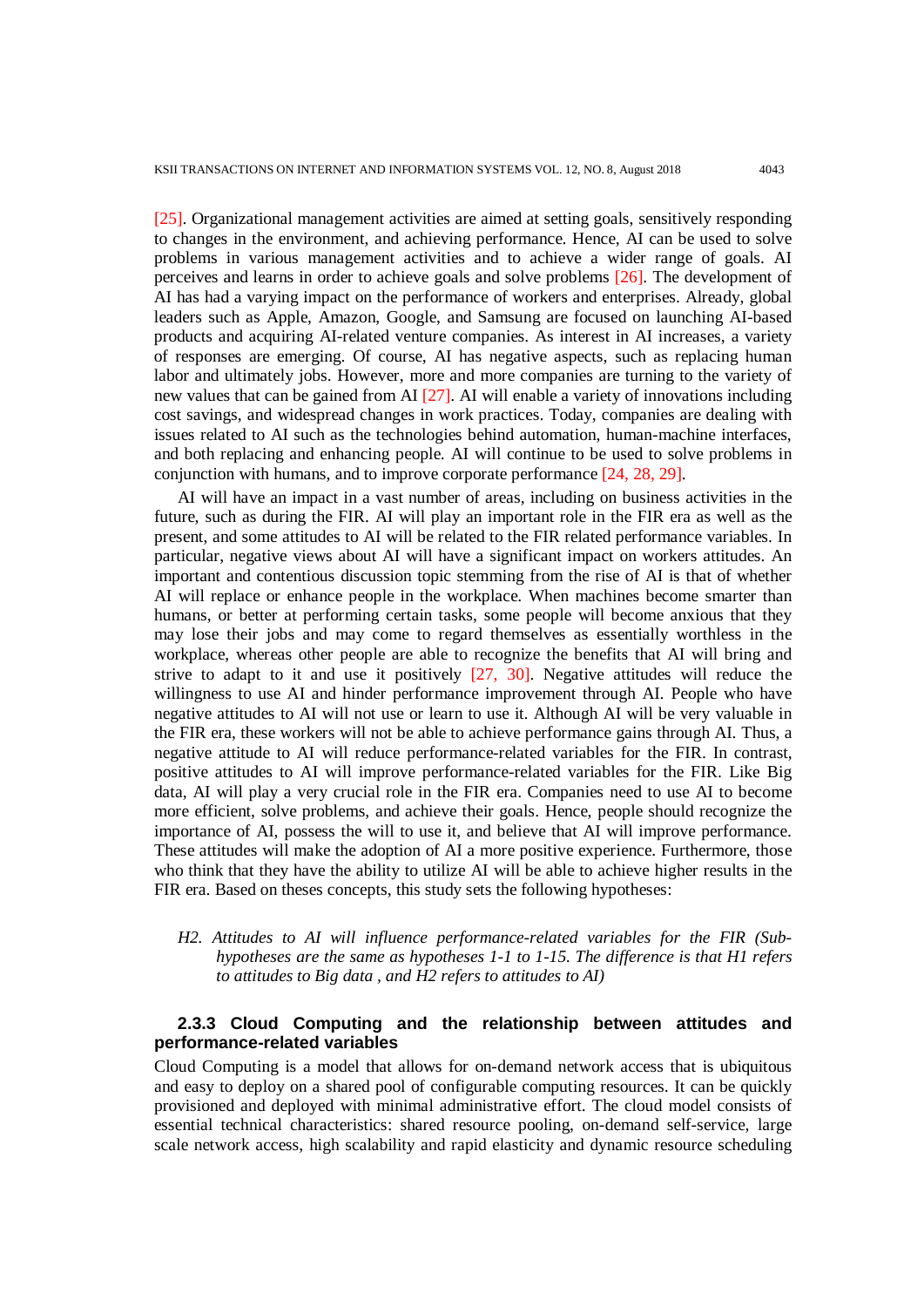[25]. Organizational management activities are aimed at setting goals, sensitively responding to changes in the environment, and achieving performance. Hence, AI can be used to solve problems in various management activities and to achieve a wider range of goals. AI perceives and learns in order to achieve goals and solve problems [26]. The development of AI has had a varying impact on the performance of workers and enterprises. Already, global leaders such as Apple, Amazon, Google, and Samsung are focused on launching AI-based products and acquiring AI-related venture companies. As interest in AI increases, a variety of responses are emerging. Of course, AI has negative aspects, such as replacing human labor and ultimately jobs. However, more and more companies are turning to the variety of new values that can be gained from AI [27]. AI will enable a variety of innovations including cost savings, and widespread changes in work practices. Today, companies are dealing with issues related to AI such as the technologies behind automation, human-machine interfaces, and both replacing and enhancing people. AI will continue to be used to solve problems in conjunction with humans, and to improve corporate performance [24, 28, 29].

AI will have an impact in a vast number of areas, including on business activities in the future, such as during the FIR. AI will play an important role in the FIR era as well as the present, and some attitudes to AI will be related to the FIR related performance variables. In particular, negative views about AI will have a significant impact on workers attitudes. An important and contentious discussion topic stemming from the rise of AI is that of whether AI will replace or enhance people in the workplace. When machines become smarter than humans, or better at performing certain tasks, some people will become anxious that they may lose their jobs and may come to regard themselves as essentially worthless in the workplace, whereas other people are able to recognize the benefits that AI will bring and strive to adapt to it and use it positively [27, 30]. Negative attitudes will reduce the willingness to use AI and hinder performance improvement through AI. People who have negative attitudes to AI will not use or learn to use it. Although AI will be very valuable in the FIR era, these workers will not be able to achieve performance gains through AI. Thus, a negative attitude to AI will reduce performance-related variables for the FIR. In contrast, positive attitudes to AI will improve performance-related variables for the FIR. Like Big data, AI will play a very crucial role in the FIR era. Companies need to use AI to become more efficient, solve problems, and achieve their goals. Hence, people should recognize the importance of AI, possess the will to use it, and believe that AI will improve performance. These attitudes will make the adoption of AI a more positive experience. Furthermore, those who think that they have the ability to utilize AI will be able to achieve higher results in the FIR era. Based on theses concepts, this study sets the following hypotheses:

> *H2. Attitudes to AI will influence performance-related variables for the FIR (Sub-hypotheses are the same as hypotheses 1-1 to 1-15. The difference is that H1 refers to attitudes to Big data , and H2 refers to attitudes to AI)*

### 2.3.3 Cloud Computing and the relationship between attitudes and performance-related variables

Cloud Computing is a model that allows for on-demand network access that is ubiquitous and easy to deploy on a shared pool of configurable computing resources. It can be quickly provisioned and deployed with minimal administrative effort. The cloud model consists of essential technical characteristics: shared resource pooling, on-demand self-service, large scale network access, high scalability and rapid elasticity and dynamic resource scheduling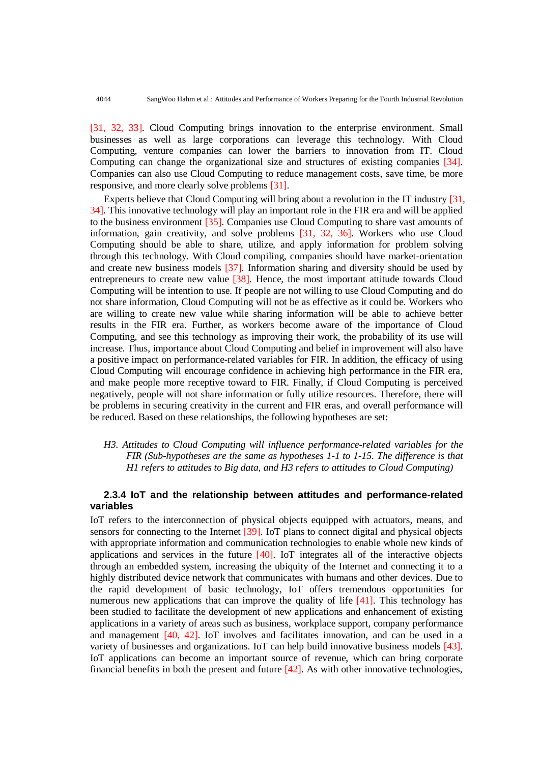[31, 32, 33]. Cloud Computing brings innovation to the enterprise environment. Small businesses as well as large corporations can leverage this technology. With Cloud Computing, venture companies can lower the barriers to innovation from IT. Cloud Computing can change the organizational size and structures of existing companies [34]. Companies can also use Cloud Computing to reduce management costs, save time, be more responsive, and more clearly solve problems [31].

Experts believe that Cloud Computing will bring about a revolution in the IT industry [31, 34]. This innovative technology will play an important role in the FIR era and will be applied to the business environment [35]. Companies use Cloud Computing to share vast amounts of information, gain creativity, and solve problems [31, 32, 36]. Workers who use Cloud Computing should be able to share, utilize, and apply information for problem solving through this technology. With Cloud compiling, companies should have market-orientation and create new business models [37]. Information sharing and diversity should be used by entrepreneurs to create new value [38]. Hence, the most important attitude towards Cloud Computing will be intention to use. If people are not willing to use Cloud Computing and do not share information, Cloud Computing will not be as effective as it could be. Workers who are willing to create new value while sharing information will be able to achieve better results in the FIR era. Further, as workers become aware of the importance of Cloud Computing, and see this technology as improving their work, the probability of its use will increase. Thus, importance about Cloud Computing and belief in improvement will also have a positive impact on performance-related variables for FIR. In addition, the efficacy of using Cloud Computing will encourage confidence in achieving high performance in the FIR era, and make people more receptive toward to FIR. Finally, if Cloud Computing is perceived negatively, people will not share information or fully utilize resources. Therefore, there will be problems in securing creativity in the current and FIR eras, and overall performance will be reduced. Based on these relationships, the following hypotheses are set:

*H3. Attitudes to Cloud Computing will influence performance-related variables for the FIR (Sub-hypotheses are the same as hypotheses 1-1 to 1-15. The difference is that H1 refers to attitudes to Big data, and H3 refers to attitudes to Cloud Computing)*

#### 2.3.4 IoT and the relationship between attitudes and performance-related variables

IoT refers to the interconnection of physical objects equipped with actuators, means, and sensors for connecting to the Internet [39]. IoT plans to connect digital and physical objects with appropriate information and communication technologies to enable whole new kinds of applications and services in the future [40]. IoT integrates all of the interactive objects through an embedded system, increasing the ubiquity of the Internet and connecting it to a highly distributed device network that communicates with humans and other devices. Due to the rapid development of basic technology, IoT offers tremendous opportunities for numerous new applications that can improve the quality of life [41]. This technology has been studied to facilitate the development of new applications and enhancement of existing applications in a variety of areas such as business, workplace support, company performance and management [40, 42]. IoT involves and facilitates innovation, and can be used in a variety of businesses and organizations. IoT can help build innovative business models [43]. IoT applications can become an important source of revenue, which can bring corporate financial benefits in both the present and future [42]. As with other innovative technologies,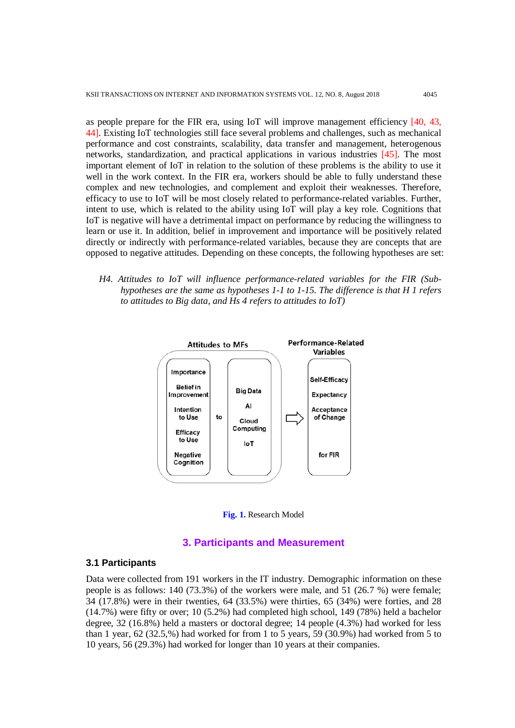as people prepare for the FIR era, using IoT will improve management efficiency [40, 43, 44]. Existing IoT technologies still face several problems and challenges, such as mechanical performance and cost constraints, scalability, data transfer and management, heterogenous networks, standardization, and practical applications in various industries [45]. The most important element of IoT in relation to the solution of these problems is the ability to use it well in the work context. In the FIR era, workers should be able to fully understand these complex and new technologies, and complement and exploit their weaknesses. Therefore, efficacy to use to IoT will be most closely related to performance-related variables. Further, intent to use, which is related to the ability using IoT will play a key role. Cognitions that IoT is negative will have a detrimental impact on performance by reducing the willingness to learn or use it. In addition, belief in improvement and importance will be positively related directly or indirectly with performance-related variables, because they are concepts that are opposed to negative attitudes. Depending on these concepts, the following hypotheses are set:

*H4. Attitudes to IoT will influence performance-related variables for the FIR (Sub-hypotheses are the same as hypotheses 1-1 to 1-15. The difference is that H 1 refers to attitudes to Big data, and Hs 4 refers to attitudes to IoT)*

| Attitudes to MFs | | | | Performance-Related Variables |
|---|---|---|---|---|
| Importance<br>Belief in Improvement<br>Intention to Use<br>Efficacy to Use<br>Negative Cognition | to | Big Data<br>AI<br>Cloud Computing<br>IoT | ⇨ | Self-Efficacy<br>Expectancy<br>Acceptance of Change<br>for FIR |

**Fig. 1.** Research Model

## 3. Participants and Measurement

### 3.1 Participants

Data were collected from 191 workers in the IT industry. Demographic information on these people is as follows: 140 (73.3%) of the workers were male, and 51 (26.7 %) were female; 34 (17.8%) were in their twenties, 64 (33.5%) were thirties, 65 (34%) were forties, and 28 (14.7%) were fifty or over; 10 (5.2%) had completed high school, 149 (78%) held a bachelor degree, 32 (16.8%) held a masters or doctoral degree; 14 people (4.3%) had worked for less than 1 year, 62 (32.5,%) had worked for from 1 to 5 years, 59 (30.9%) had worked from 5 to 10 years, 56 (29.3%) had worked for longer than 10 years at their companies.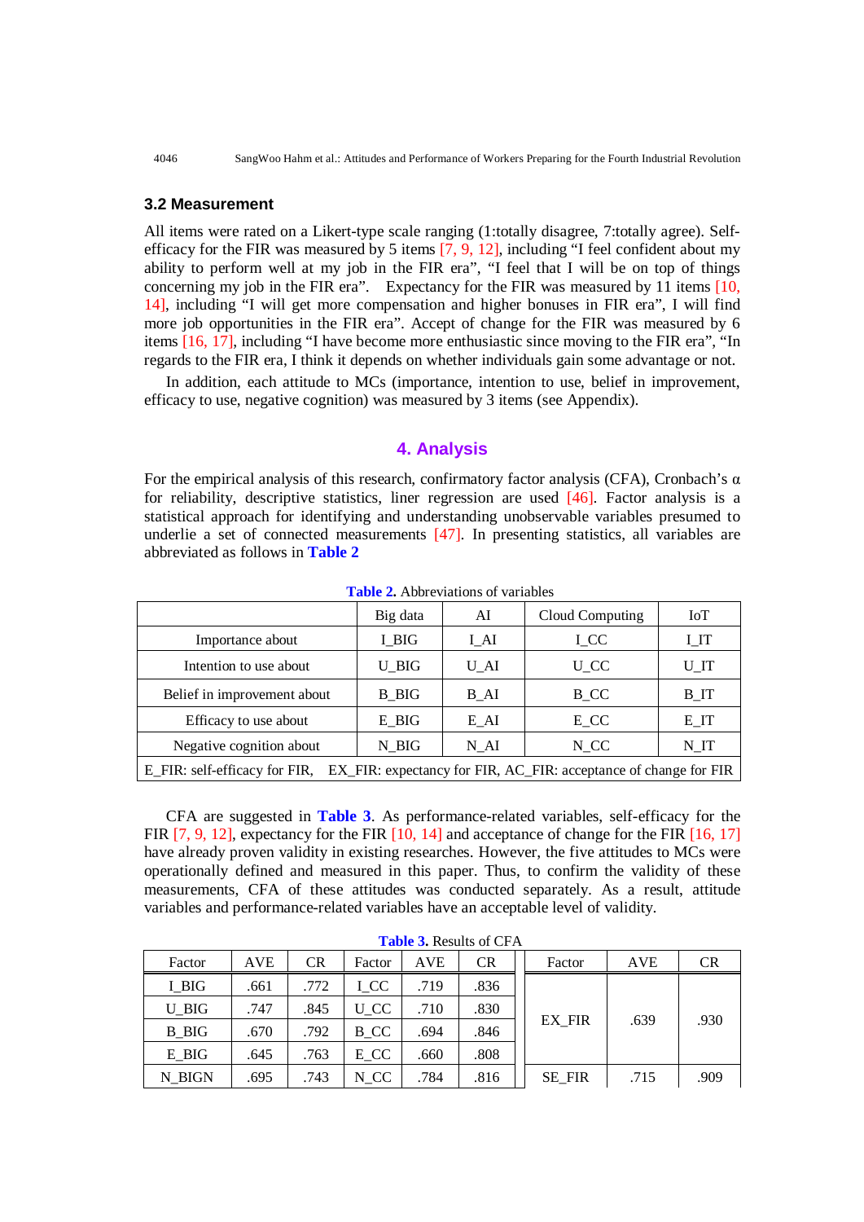### 3.2 Measurement

All items were rated on a Likert-type scale ranging (1:totally disagree, 7:totally agree). Self-efficacy for the FIR was measured by 5 items [7, 9, 12], including “I feel confident about my ability to perform well at my job in the FIR era”, “I feel that I will be on top of things concerning my job in the FIR era”. Expectancy for the FIR was measured by 11 items [10, 14], including “I will get more compensation and higher bonuses in FIR era”, I will find more job opportunities in the FIR era”. Accept of change for the FIR was measured by 6 items [16, 17], including “I have become more enthusiastic since moving to the FIR era”, “In regards to the FIR era, I think it depends on whether individuals gain some advantage or not.

In addition, each attitude to MCs (importance, intention to use, belief in improvement, efficacy to use, negative cognition) was measured by 3 items (see Appendix).

## 4. Analysis

For the empirical analysis of this research, confirmatory factor analysis (CFA), Cronbach’s α for reliability, descriptive statistics, liner regression are used [46]. Factor analysis is a statistical approach for identifying and understanding unobservable variables presumed to underlie a set of connected measurements [47]. In presenting statistics, all variables are abbreviated as follows in **Table 2**

**Table 2.** Abbreviations of variables

| | Big data | AI | Cloud Computing | IoT |
|---|---|---|---|---|
| Importance about | I_BIG | I_AI | I_CC | I_IT |
| Intention to use about | U_BIG | U_AI | U_CC | U_IT |
| Belief in improvement about | B_BIG | B_AI | B_CC | B_IT |
| Efficacy to use about | E_BIG | E_AI | E_CC | E_IT |
| Negative cognition about | N_BIG | N_AI | N_CC | N_IT |
| E_FIR: self-efficacy for FIR, EX_FIR: expectancy for FIR, AC_FIR: acceptance of change for FIR | | | | |

CFA are suggested in **Table 3**. As performance-related variables, self-efficacy for the FIR [7, 9, 12], expectancy for the FIR [10, 14] and acceptance of change for the FIR [16, 17] have already proven validity in existing researches. However, the five attitudes to MCs were operationally defined and measured in this paper. Thus, to confirm the validity of these measurements, CFA of these attitudes was conducted separately. As a result, attitude variables and performance-related variables have an acceptable level of validity.

**Table 3.** Results of CFA

| Factor | AVE | CR | Factor | AVE | CR | Factor | AVE | CR |
|---|---|---|---|---|---|---|---|---|
| I_BIG | .661 | .772 | I_CC | .719 | .836 | EX_FIR | .639 | .930 |
| U_BIG | .747 | .845 | U_CC | .710 | .830 | | | |
| B_BIG | .670 | .792 | B_CC | .694 | .846 | | | |
| E_BIG | .645 | .763 | E_CC | .660 | .808 | | | |
| N_BIGN | .695 | .743 | N_CC | .784 | .816 | SE_FIR | .715 | .909 |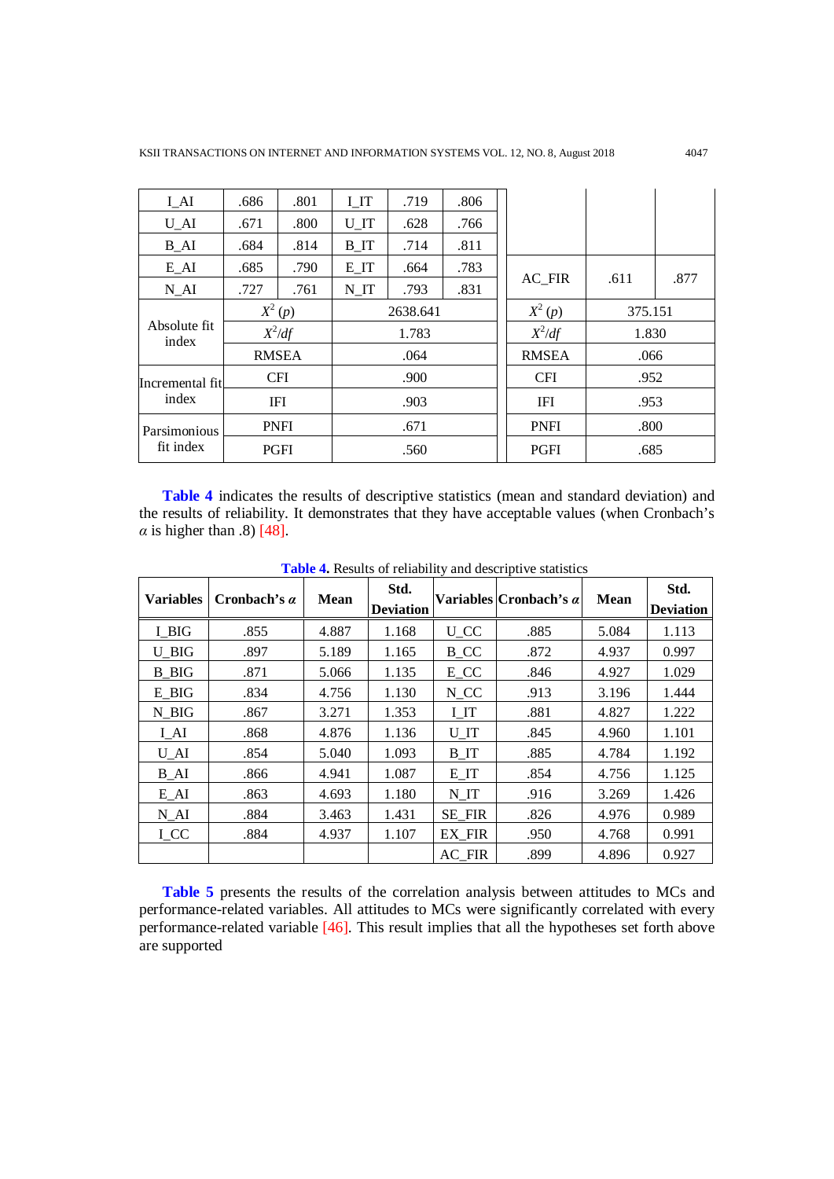| I_AI | .686 | .801 | I_IT | .719 | .806 | | | | |
|---|---|---|---|---|---|---|---|---|---|
| U_AI | .671 | .800 | U_IT | .628 | .766 | | | | |
| B_AI | .684 | .814 | B_IT | .714 | .811 | | | | |
| E_AI | .685 | .790 | E_IT | .664 | .783 | | AC_FIR | .611 | .877 |
| N_AI | .727 | .761 | N_IT | .793 | .831 | | | | |
| Absolute fit index | $X^2$ ($p$) | | 2638.641 | | | | $X^2$ ($p$) | 375.151 | |
| | $X^2/df$ | | 1.783 | | | | $X^2/df$ | 1.830 | |
| | RMSEA | | .064 | | | | RMSEA | .066 | |
| Incremental fit index | CFI | | .900 | | | | CFI | .952 | |
| | IFI | | .903 | | | | IFI | .953 | |
| Parsimonious fit index | PNFI | | .671 | | | | PNFI | .800 | |
| | PGFI | | .560 | | | | PGFI | .685 | |

**Table 4** indicates the results of descriptive statistics (mean and standard deviation) and the results of reliability. It demonstrates that they have acceptable values (when Cronbach's $\alpha$ is higher than .8) [48].

**Table 4.** Results of reliability and descriptive statistics

| Variables | Cronbach's $\alpha$ | Mean | Std. Deviation | Variables | Cronbach's $\alpha$ | Mean | Std. Deviation |
|---|---|---|---|---|---|---|---|
| I_BIG | .855 | 4.887 | 1.168 | U_CC | .885 | 5.084 | 1.113 |
| U_BIG | .897 | 5.189 | 1.165 | B_CC | .872 | 4.937 | 0.997 |
| B_BIG | .871 | 5.066 | 1.135 | E_CC | .846 | 4.927 | 1.029 |
| E_BIG | .834 | 4.756 | 1.130 | N_CC | .913 | 3.196 | 1.444 |
| N_BIG | .867 | 3.271 | 1.353 | I_IT | .881 | 4.827 | 1.222 |
| I_AI | .868 | 4.876 | 1.136 | U_IT | .845 | 4.960 | 1.101 |
| U_AI | .854 | 5.040 | 1.093 | B_IT | .885 | 4.784 | 1.192 |
| B_AI | .866 | 4.941 | 1.087 | E_IT | .854 | 4.756 | 1.125 |
| E_AI | .863 | 4.693 | 1.180 | N_IT | .916 | 3.269 | 1.426 |
| N_AI | .884 | 3.463 | 1.431 | SE_FIR | .826 | 4.976 | 0.989 |
| I_CC | .884 | 4.937 | 1.107 | EX_FIR | .950 | 4.768 | 0.991 |
| | | | | AC_FIR | .899 | 4.896 | 0.927 |

**Table 5** presents the results of the correlation analysis between attitudes to MCs and performance-related variables. All attitudes to MCs were significantly correlated with every performance-related variable [46]. This result implies that all the hypotheses set forth above are supported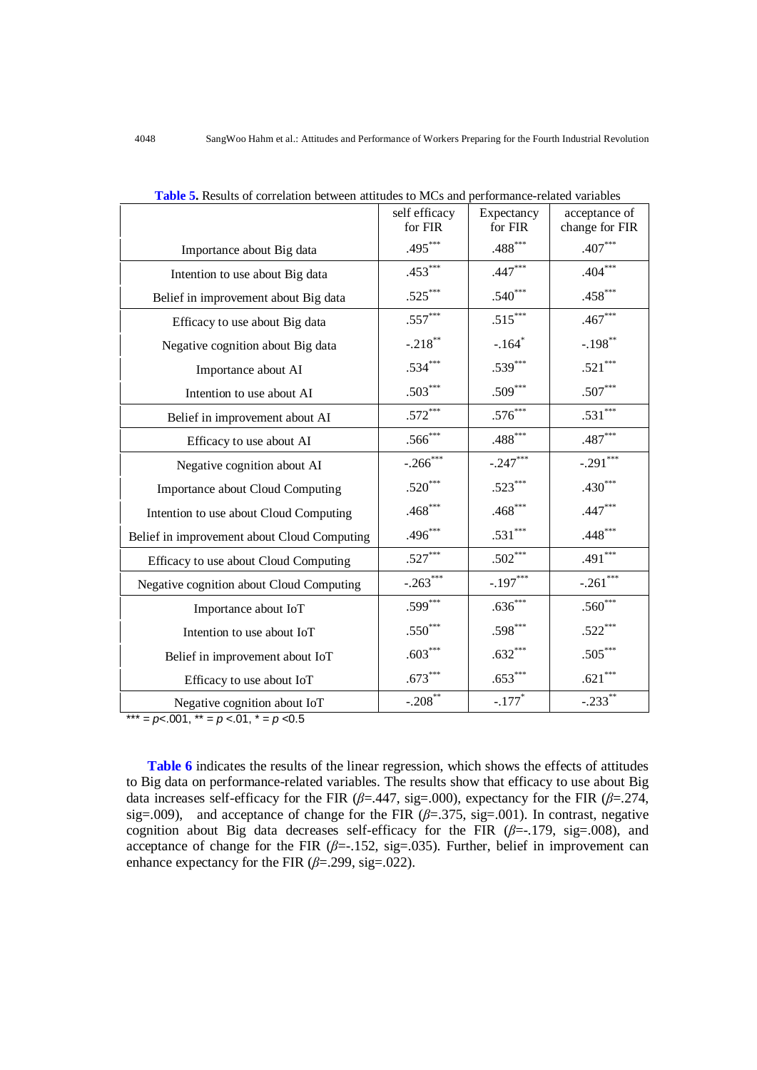**Table 5.** Results of correlation between attitudes to MCs and performance-related variables

| | self efficacy for FIR | Expectancy for FIR | acceptance of change for FIR |
|---|---|---|---|
| Importance about Big data | .495*** | .488*** | .407*** |
| Intention to use about Big data | .453*** | .447*** | .404*** |
| Belief in improvement about Big data | .525*** | .540*** | .458*** |
| Efficacy to use about Big data | .557*** | .515*** | .467*** |
| Negative cognition about Big data | -.218** | -.164* | -.198** |
| Importance about AI | .534*** | .539*** | .521*** |
| Intention to use about AI | .503*** | .509*** | .507*** |
| Belief in improvement about AI | .572*** | .576*** | .531*** |
| Efficacy to use about AI | .566*** | .488*** | .487*** |
| Negative cognition about AI | -.266*** | -.247*** | -.291*** |
| Importance about Cloud Computing | .520*** | .523*** | .430*** |
| Intention to use about Cloud Computing | .468*** | .468*** | .447*** |
| Belief in improvement about Cloud Computing | .496*** | .531*** | .448*** |
| Efficacy to use about Cloud Computing | .527*** | .502*** | .491*** |
| Negative cognition about Cloud Computing | -.263*** | -.197*** | -.261*** |
| Importance about IoT | .599*** | .636*** | .560*** |
| Intention to use about IoT | .550*** | .598*** | .522*** |
| Belief in improvement about IoT | .603*** | .632*** | .505*** |
| Efficacy to use about IoT | .673*** | .653*** | .621*** |
| Negative cognition about IoT | -.208** | -.177* | -.233** |

*** = $p<.001$, ** = $p<.01$, * = $p<0.5$

**Table 6** indicates the results of the linear regression, which shows the effects of attitudes to Big data on performance-related variables. The results show that efficacy to use about Big data increases self-efficacy for the FIR ($\beta$=.447, sig=.000), expectancy for the FIR ($\beta$=.274, sig=.009), and acceptance of change for the FIR ($\beta$=.375, sig=.001). In contrast, negative cognition about Big data decreases self-efficacy for the FIR ($\beta$=-.179, sig=.008), and acceptance of change for the FIR ($\beta$=-.152, sig=.035). Further, belief in improvement can enhance expectancy for the FIR ($\beta$=.299, sig=.022).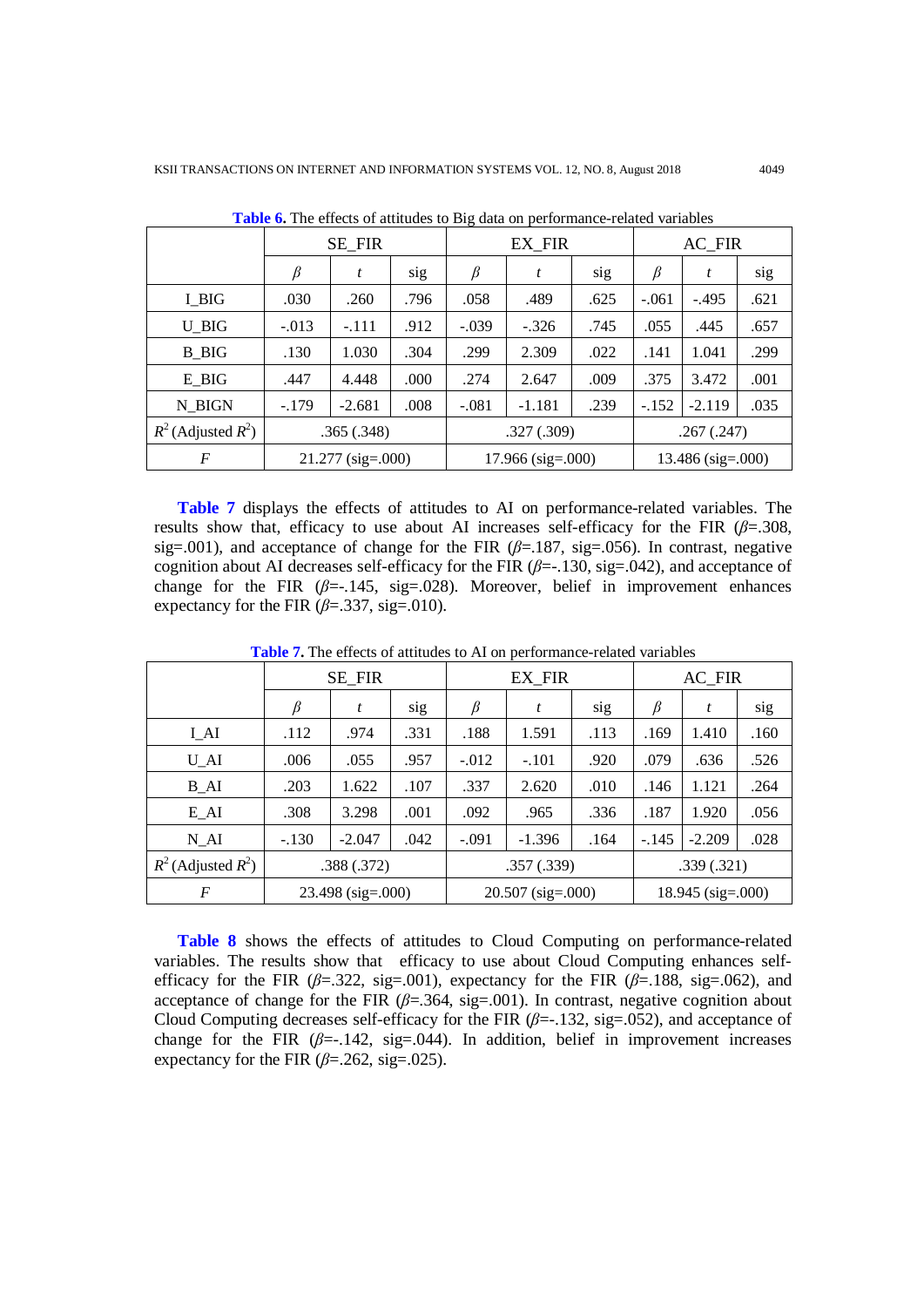**Table 6.** The effects of attitudes to Big data on performance-related variables

| | SE_FIR | | | EX_FIR | | | AC_FIR | | |
|---|---|---|---|---|---|---|---|---|---|
| | $\beta$ | $t$ | sig | $\beta$ | $t$ | sig | $\beta$ | $t$ | sig |
| I_BIG | .030 | .260 | .796 | .058 | .489 | .625 | -.061 | -.495 | .621 |
| U_BIG | -.013 | -.111 | .912 | -.039 | -.326 | .745 | .055 | .445 | .657 |
| B_BIG | .130 | 1.030 | .304 | .299 | 2.309 | .022 | .141 | 1.041 | .299 |
| E_BIG | .447 | 4.448 | .000 | .274 | 2.647 | .009 | .375 | 3.472 | .001 |
| N_BIGN | -.179 | -2.681 | .008 | -.081 | -1.181 | .239 | -.152 | -2.119 | .035 |
| $R^2$ (Adjusted $R^2$) | .365 (.348) | | | .327 (.309) | | | .267 (.247) | | |
| $F$ | 21.277 (sig=.000) | | | 17.966 (sig=.000) | | | 13.486 (sig=.000) | | |

**Table 7** displays the effects of attitudes to AI on performance-related variables. The results show that, efficacy to use about AI increases self-efficacy for the FIR ($\beta$=.308, sig=.001), and acceptance of change for the FIR ($\beta$=.187, sig=.056). In contrast, negative cognition about AI decreases self-efficacy for the FIR ($\beta$=-.130, sig=.042), and acceptance of change for the FIR ($\beta$=-.145, sig=.028). Moreover, belief in improvement enhances expectancy for the FIR ($\beta$=.337, sig=.010).

**Table 7.** The effects of attitudes to AI on performance-related variables

| | SE_FIR | | | EX_FIR | | | AC_FIR | | |
|---|---|---|---|---|---|---|---|---|---|
| | $\beta$ | $t$ | sig | $\beta$ | $t$ | sig | $\beta$ | $t$ | sig |
| I_AI | .112 | .974 | .331 | .188 | 1.591 | .113 | .169 | 1.410 | .160 |
| U_AI | .006 | .055 | .957 | -.012 | -.101 | .920 | .079 | .636 | .526 |
| B_AI | .203 | 1.622 | .107 | .337 | 2.620 | .010 | .146 | 1.121 | .264 |
| E_AI | .308 | 3.298 | .001 | .092 | .965 | .336 | .187 | 1.920 | .056 |
| N_AI | -.130 | -2.047 | .042 | -.091 | -1.396 | .164 | -.145 | -2.209 | .028 |
| $R^2$ (Adjusted $R^2$) | .388 (.372) | | | .357 (.339) | | | .339 (.321) | | |
| $F$ | 23.498 (sig=.000) | | | 20.507 (sig=.000) | | | 18.945 (sig=.000) | | |

**Table 8** shows the effects of attitudes to Cloud Computing on performance-related variables. The results show that efficacy to use about Cloud Computing enhances self-efficacy for the FIR ($\beta$=.322, sig=.001), expectancy for the FIR ($\beta$=.188, sig=.062), and acceptance of change for the FIR ($\beta$=.364, sig=.001). In contrast, negative cognition about Cloud Computing decreases self-efficacy for the FIR ($\beta$=-.132, sig=.052), and acceptance of change for the FIR ($\beta$=-.142, sig=.044). In addition, belief in improvement increases expectancy for the FIR ($\beta$=.262, sig=.025).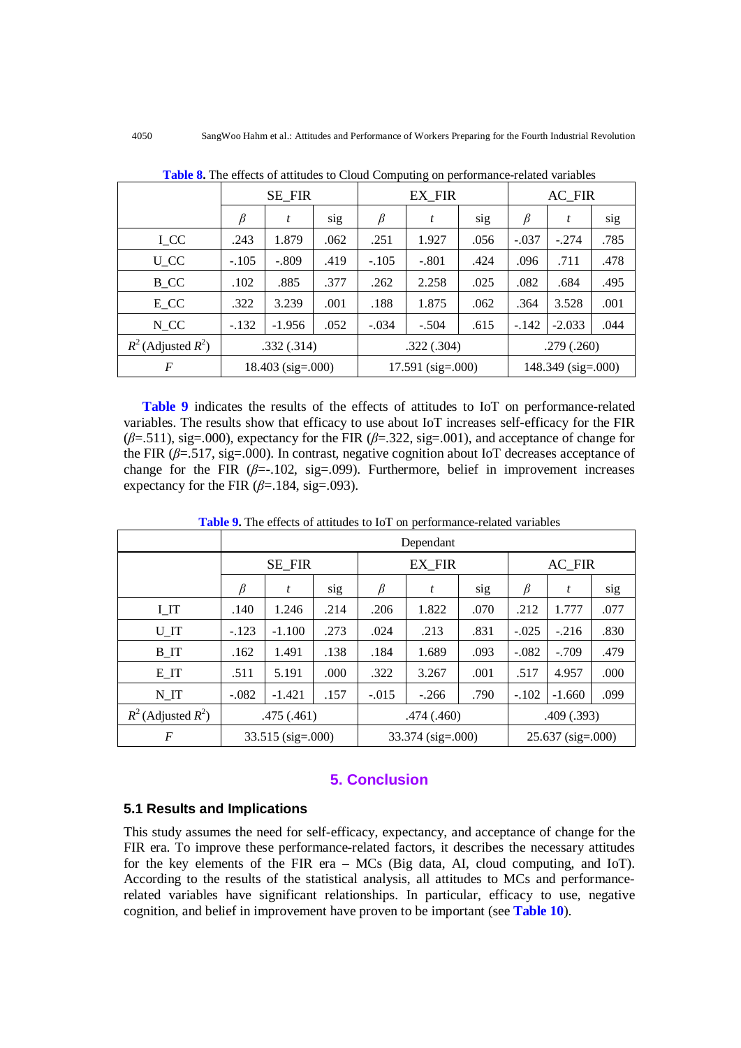**Table 8.** The effects of attitudes to Cloud Computing on performance-related variables

| | SE_FIR | | | EX_FIR | | | AC_FIR | | |
|---|---|---|---|---|---|---|---|---|---|
| | *β* | *t* | sig | *β* | *t* | sig | *β* | *t* | sig |
| I_CC | .243 | 1.879 | .062 | .251 | 1.927 | .056 | -.037 | -.274 | .785 |
| U_CC | -.105 | -.809 | .419 | -.105 | -.801 | .424 | .096 | .711 | .478 |
| B_CC | .102 | .885 | .377 | .262 | 2.258 | .025 | .082 | .684 | .495 |
| E_CC | .322 | 3.239 | .001 | .188 | 1.875 | .062 | .364 | 3.528 | .001 |
| N_CC | -.132 | -1.956 | .052 | -.034 | -.504 | .615 | -.142 | -2.033 | .044 |
| $R^2$ (Adjusted $R^2$) | .332 (.314) | | | .322 (.304) | | | .279 (.260) | | |
| *F* | 18.403 (sig=.000) | | | 17.591 (sig=.000) | | | 148.349 (sig=.000) | | |

**Table 9** indicates the results of the effects of attitudes to IoT on performance-related variables. The results show that efficacy to use about IoT increases self-efficacy for the FIR ($\beta$=.511), sig=.000), expectancy for the FIR ($\beta$=.322, sig=.001), and acceptance of change for the FIR ($\beta$=.517, sig=.000). In contrast, negative cognition about IoT decreases acceptance of change for the FIR ($\beta$=-.102, sig=.099). Furthermore, belief in improvement increases expectancy for the FIR ($\beta$=.184, sig=.093).

**Table 9.** The effects of attitudes to IoT on performance-related variables

| | Dependant | | | | | | | | |
|---|---|---|---|---|---|---|---|---|---|
| | SE_FIR | | | EX_FIR | | | AC_FIR | | |
| | *β* | *t* | sig | *β* | *t* | sig | *β* | *t* | sig |
| I_IT | .140 | 1.246 | .214 | .206 | 1.822 | .070 | .212 | 1.777 | .077 |
| U_IT | -.123 | -1.100 | .273 | .024 | .213 | .831 | -.025 | -.216 | .830 |
| B_IT | .162 | 1.491 | .138 | .184 | 1.689 | .093 | -.082 | -.709 | .479 |
| E_IT | .511 | 5.191 | .000 | .322 | 3.267 | .001 | .517 | 4.957 | .000 |
| N_IT | -.082 | -1.421 | .157 | -.015 | -.266 | .790 | -.102 | -1.660 | .099 |
| $R^2$ (Adjusted $R^2$) | .475 (.461) | | | .474 (.460) | | | .409 (.393) | | |
| *F* | 33.515 (sig=.000) | | | 33.374 (sig=.000) | | | 25.637 (sig=.000) | | |

## 5. Conclusion

### 5.1 Results and Implications

This study assumes the need for self-efficacy, expectancy, and acceptance of change for the FIR era. To improve these performance-related factors, it describes the necessary attitudes for the key elements of the FIR era – MCs (Big data, AI, cloud computing, and IoT). According to the results of the statistical analysis, all attitudes to MCs and performance-related variables have significant relationships. In particular, efficacy to use, negative cognition, and belief in improvement have proven to be important (see **Table 10**).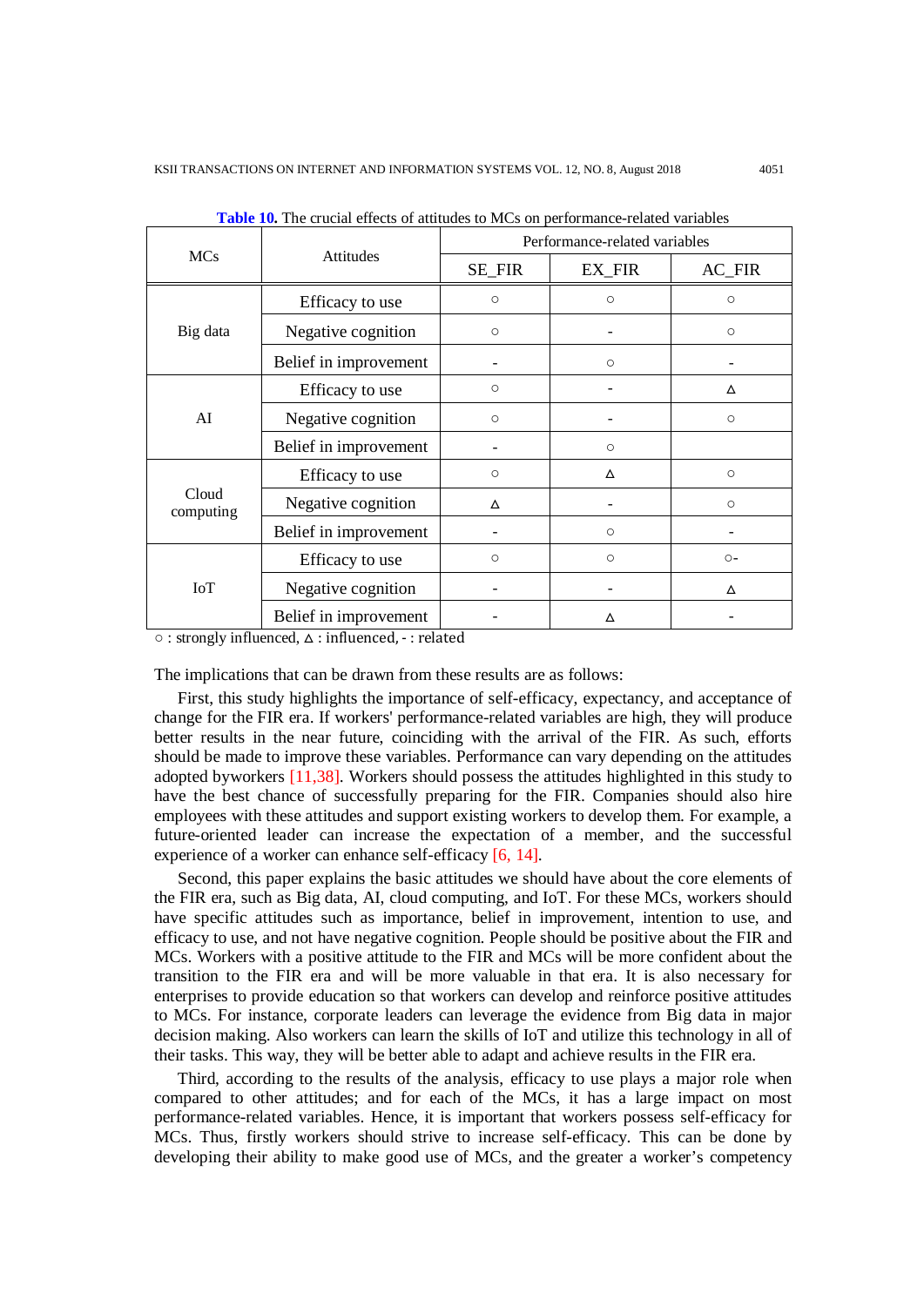**Table 10.** The crucial effects of attitudes to MCs on performance-related variables

| MCs | Attitudes | Performance-related variables | | |
|---|---|---|---|---|
| | | SE_FIR | EX_FIR | AC_FIR |
| Big data | Efficacy to use | ○ | ○ | ○ |
| | Negative cognition | ○ | - | ○ |
| | Belief in improvement | - | ○ | - |
| AI | Efficacy to use | ○ | - | ∆ |
| | Negative cognition | ○ | - | ○ |
| | Belief in improvement | - | ○ | |
| Cloud computing | Efficacy to use | ○ | ∆ | ○ |
| | Negative cognition | ∆ | - | ○ |
| | Belief in improvement | - | ○ | - |
| IoT | Efficacy to use | ○ | ○ | ○- |
| | Negative cognition | - | - | ∆ |
| | Belief in improvement | - | ∆ | - |

○ : strongly influenced, ∆ : influenced, - : related

The implications that can be drawn from these results are as follows:

First, this study highlights the importance of self-efficacy, expectancy, and acceptance of change for the FIR era. If workers' performance-related variables are high, they will produce better results in the near future, coinciding with the arrival of the FIR. As such, efforts should be made to improve these variables. Performance can vary depending on the attitudes adopted byworkers [11,38]. Workers should possess the attitudes highlighted in this study to have the best chance of successfully preparing for the FIR. Companies should also hire employees with these attitudes and support existing workers to develop them. For example, a future-oriented leader can increase the expectation of a member, and the successful experience of a worker can enhance self-efficacy [6, 14].

Second, this paper explains the basic attitudes we should have about the core elements of the FIR era, such as Big data, AI, cloud computing, and IoT. For these MCs, workers should have specific attitudes such as importance, belief in improvement, intention to use, and efficacy to use, and not have negative cognition. People should be positive about the FIR and MCs. Workers with a positive attitude to the FIR and MCs will be more confident about the transition to the FIR era and will be more valuable in that era. It is also necessary for enterprises to provide education so that workers can develop and reinforce positive attitudes to MCs. For instance, corporate leaders can leverage the evidence from Big data in major decision making. Also workers can learn the skills of IoT and utilize this technology in all of their tasks. This way, they will be better able to adapt and achieve results in the FIR era.

Third, according to the results of the analysis, efficacy to use plays a major role when compared to other attitudes; and for each of the MCs, it has a large impact on most performance-related variables. Hence, it is important that workers possess self-efficacy for MCs. Thus, firstly workers should strive to increase self-efficacy. This can be done by developing their ability to make good use of MCs, and the greater a worker's competency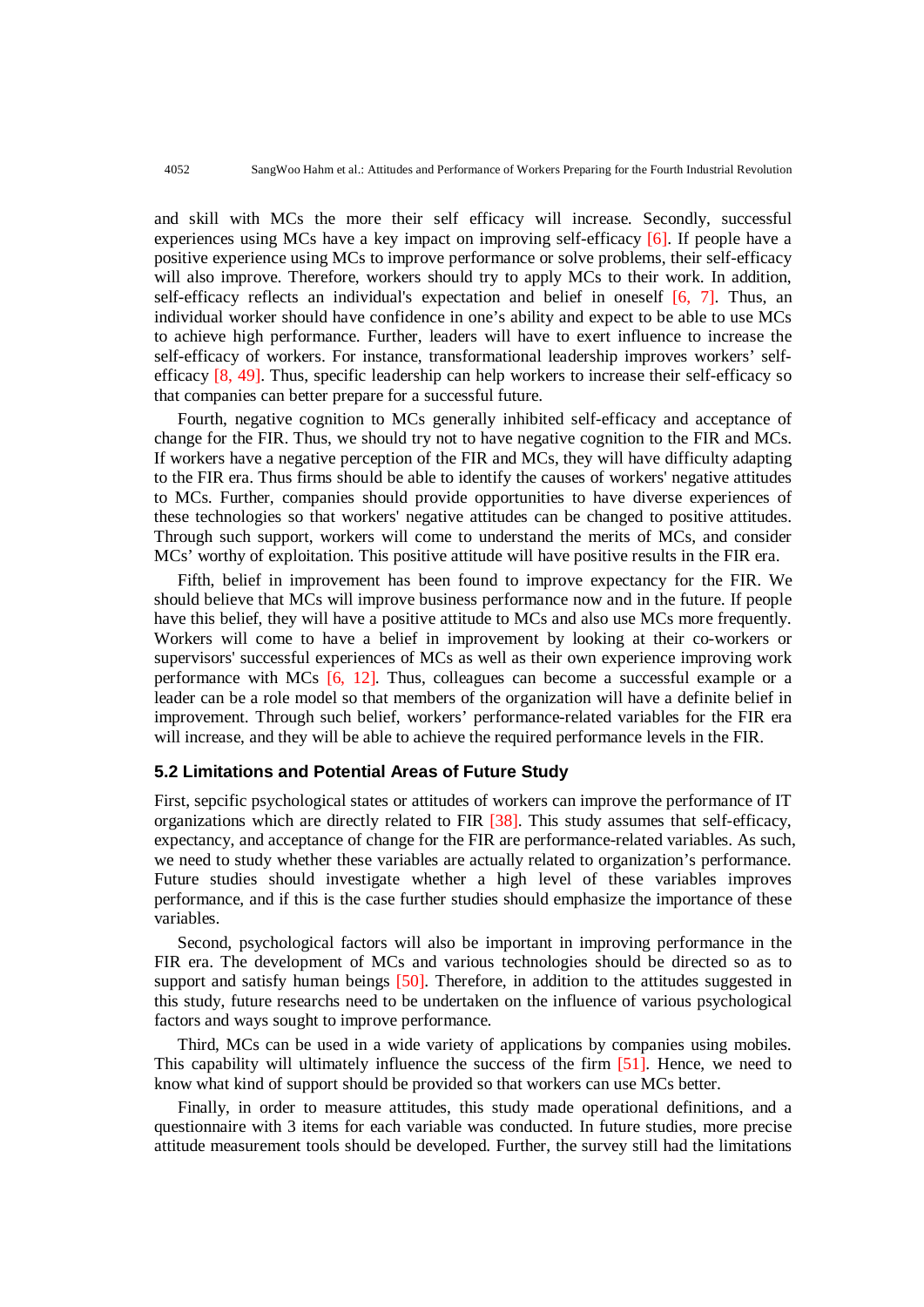and skill with MCs the more their self efficacy will increase. Secondly, successful experiences using MCs have a key impact on improving self-efficacy [6]. If people have a positive experience using MCs to improve performance or solve problems, their self-efficacy will also improve. Therefore, workers should try to apply MCs to their work. In addition, self-efficacy reflects an individual's expectation and belief in oneself [6, 7]. Thus, an individual worker should have confidence in one’s ability and expect to be able to use MCs to achieve high performance. Further, leaders will have to exert influence to increase the self-efficacy of workers. For instance, transformational leadership improves workers’ self-efficacy [8, 49]. Thus, specific leadership can help workers to increase their self-efficacy so that companies can better prepare for a successful future.

Fourth, negative cognition to MCs generally inhibited self-efficacy and acceptance of change for the FIR. Thus, we should try not to have negative cognition to the FIR and MCs. If workers have a negative perception of the FIR and MCs, they will have difficulty adapting to the FIR era. Thus firms should be able to identify the causes of workers' negative attitudes to MCs. Further, companies should provide opportunities to have diverse experiences of these technologies so that workers' negative attitudes can be changed to positive attitudes. Through such support, workers will come to understand the merits of MCs, and consider MCs’ worthy of exploitation. This positive attitude will have positive results in the FIR era.

Fifth, belief in improvement has been found to improve expectancy for the FIR. We should believe that MCs will improve business performance now and in the future. If people have this belief, they will have a positive attitude to MCs and also use MCs more frequently. Workers will come to have a belief in improvement by looking at their co-workers or supervisors' successful experiences of MCs as well as their own experience improving work performance with MCs [6, 12]. Thus, colleagues can become a successful example or a leader can be a role model so that members of the organization will have a definite belief in improvement. Through such belief, workers’ performance-related variables for the FIR era will increase, and they will be able to achieve the required performance levels in the FIR.

### 5.2 Limitations and Potential Areas of Future Study

First, sepcific psychological states or attitudes of workers can improve the performance of IT organizations which are directly related to FIR [38]. This study assumes that self-efficacy, expectancy, and acceptance of change for the FIR are performance-related variables. As such, we need to study whether these variables are actually related to organization’s performance. Future studies should investigate whether a high level of these variables improves performance, and if this is the case further studies should emphasize the importance of these variables.

Second, psychological factors will also be important in improving performance in the FIR era. The development of MCs and various technologies should be directed so as to support and satisfy human beings [50]. Therefore, in addition to the attitudes suggested in this study, future researchs need to be undertaken on the influence of various psychological factors and ways sought to improve performance.

Third, MCs can be used in a wide variety of applications by companies using mobiles. This capability will ultimately influence the success of the firm [51]. Hence, we need to know what kind of support should be provided so that workers can use MCs better.

Finally, in order to measure attitudes, this study made operational definitions, and a questionnaire with 3 items for each variable was conducted. In future studies, more precise attitude measurement tools should be developed. Further, the survey still had the limitations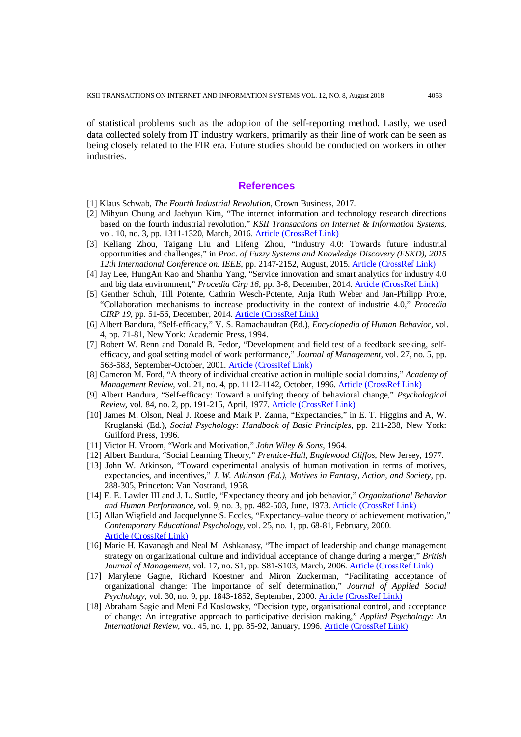of statistical problems such as the adoption of the self-reporting method. Lastly, we used data collected solely from IT industry workers, primarily as their line of work can be seen as being closely related to the FIR era. Future studies should be conducted on workers in other industries.

## References

[1] Klaus Schwab, *The Fourth Industrial Revolution*, Crown Business, 2017.

[2] Mihyun Chung and Jaehyun Kim, "The internet information and technology research directions based on the fourth industrial revolution," *KSII Transactions on Internet & Information Systems*, vol. 10, no. 3, pp. 1311-1320, March, 2016. Article (CrossRef Link)

[3] Keliang Zhou, Taigang Liu and Lifeng Zhou, "Industry 4.0: Towards future industrial opportunities and challenges," in *Proc. of Fuzzy Systems and Knowledge Discovery (FSKD), 2015 12th International Conference on. IEEE*, pp. 2147-2152, August, 2015. Article (CrossRef Link)

[4] Jay Lee, HungAn Kao and Shanhu Yang, "Service innovation and smart analytics for industry 4.0 and big data environment," *Procedia Cirp 16*, pp. 3-8, December, 2014. Article (CrossRef Link)

[5] Genther Schuh, Till Potente, Cathrin Wesch-Potente, Anja Ruth Weber and Jan-Philipp Prote, "Collaboration mechanisms to increase productivity in the context of industrie 4.0," *Procedia CIRP 19*, pp. 51-56, December, 2014. Article (CrossRef Link)

[6] Albert Bandura, "Self-efficacy," V. S. Ramachaudran (Ed.), *Encyclopedia of Human Behavior*, vol. 4, pp. 71-81, New York: Academic Press, 1994.

[7] Robert W. Renn and Donald B. Fedor, "Development and field test of a feedback seeking, self-efficacy, and goal setting model of work performance," *Journal of Management*, vol. 27, no. 5, pp. 563-583, September-October, 2001. Article (CrossRef Link)

[8] Cameron M. Ford, "A theory of individual creative action in multiple social domains," *Academy of Management Review*, vol. 21, no. 4, pp. 1112-1142, October, 1996. Article (CrossRef Link)

[9] Albert Bandura, "Self-efficacy: Toward a unifying theory of behavioral change," *Psychological Review*, vol. 84, no. 2, pp. 191-215, April, 1977. Article (CrossRef Link)

[10] James M. Olson, Neal J. Roese and Mark P. Zanna, "Expectancies," in E. T. Higgins and A, W. Kruglanski (Ed.), *Social Psychology: Handbook of Basic Principles*, pp. 211-238, New York: Guilford Press, 1996.

[11] Victor H. Vroom, "Work and Motivation," *John Wiley & Sons*, 1964.

[12] Albert Bandura, "Social Learning Theory," *Prentice-Hall, Englewood Cliffos*, New Jersey, 1977.

[13] John W. Atkinson, "Toward experimental analysis of human motivation in terms of motives, expectancies, and incentives," *J. W. Atkinson (Ed.), Motives in Fantasy, Action, and Society*, pp. 288-305, Princeton: Van Nostrand, 1958.

[14] E. E. Lawler III and J. L. Suttle, "Expectancy theory and job behavior," *Organizational Behavior and Human Performance*, vol. 9, no. 3, pp. 482-503, June, 1973. Article (CrossRef Link)

[15] Allan Wigfield and Jacquelynne S. Eccles, "Expectancy–value theory of achievement motivation," *Contemporary Educational Psychology*, vol. 25, no. 1, pp. 68-81, February, 2000. Article (CrossRef Link)

[16] Marie H. Kavanagh and Neal M. Ashkanasy, "The impact of leadership and change management strategy on organizational culture and individual acceptance of change during a merger," *British Journal of Management*, vol. 17, no. S1, pp. S81-S103, March, 2006. Article (CrossRef Link)

[17] Marylene Gagne, Richard Koestner and Miron Zuckerman, "Facilitating acceptance of organizational change: The importance of self determination," *Journal of Applied Social Psychology*, vol. 30, no. 9, pp. 1843-1852, September, 2000. Article (CrossRef Link)

[18] Abraham Sagie and Meni Ed Koslowsky, "Decision type, organisational control, and acceptance of change: An integrative approach to participative decision making," *Applied Psychology: An International Review*, vol. 45, no. 1, pp. 85-92, January, 1996. Article (CrossRef Link)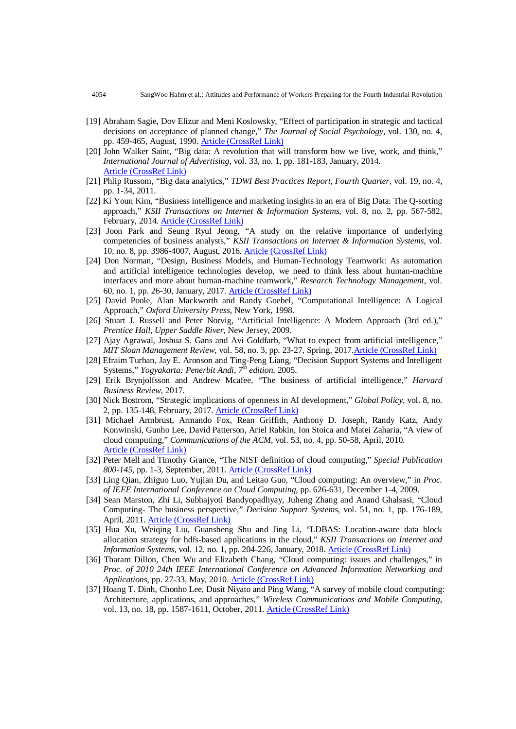[19] Abraham Sagie, Dov Elizur and Meni Koslowsky, "Effect of participation in strategic and tactical decisions on acceptance of planned change," *The Journal of Social Psychology*, vol. 130, no. 4, pp. 459-465, August, 1990. Article (CrossRef Link)

[20] John Walker Saint, "Big data: A revolution that will transform how we live, work, and think," *International Journal of Advertising*, vol. 33, no. 1, pp. 181-183, January, 2014. Article (CrossRef Link)

[21] Phlip Russom, "Big data analytics," *TDWI Best Practices Report, Fourth Quarter*, vol. 19, no. 4, pp. 1-34, 2011.

[22] Ki Youn Kim, "Business intelligence and marketing insights in an era of Big Data: The Q-sorting approach," *KSII Transactions on Internet & Information Systems*, vol. 8, no. 2, pp. 567-582, February, 2014. Article (CrossRef Link)

[23] Joon Park and Seung Ryul Jeong, "A study on the relative importance of underlying competencies of business analysts," *KSII Transactions on Internet & Information Systems*, vol. 10, no. 8, pp. 3986-4007, August, 2016. Article (CrossRef Link)

[24] Don Norman, "Design, Business Models, and Human-Technology Teamwork: As automation and artificial intelligence technologies develop, we need to think less about human-machine interfaces and more about human-machine teamwork," *Research Technology Management*, vol. 60, no. 1, pp. 26-30, January, 2017. Article (CrossRef Link)

[25] David Poole, Alan Mackworth and Randy Goebel, "Computational Intelligence: A Logical Approach," *Oxford University Press*, New York, 1998.

[26] Stuart J. Russell and Peter Norvig, "Artificial Intelligence: A Modern Approach (3rd ed.)," *Prentice Hall, Upper Saddle River*, New Jersey, 2009.

[27] Ajay Agrawal, Joshua S. Gans and Avi Goldfarb, "What to expect from artificial intelligence," *MIT Sloan Management Review*, vol. 58, no. 3, pp. 23-27, Spring, 2017. Article (CrossRef Link)

[28] Efraim Turban, Jay E. Aronson and Ting-Peng Liang, "Decision Support Systems and Intelligent Systems," *Yogyakarta: Penerbit Andi, 7th edition*, 2005.

[29] Erik Brynjolfsson and Andrew Mcafee, "The business of artificial intelligence," *Harvard Business Review*, 2017.

[30] Nick Bostrom, "Strategic implications of openness in AI development," *Global Policy*, vol. 8, no. 2, pp. 135-148, February, 2017. Article (CrossRef Link)

[31] Michael Armbrust, Armando Fox, Rean Griffith, Anthony D. Joseph, Randy Katz, Andy Konwinski, Gunho Lee, David Patterson, Ariel Rabkin, Ion Stoica and Matei Zaharia, "A view of cloud computing," *Communications of the ACM*, vol. 53, no. 4, pp. 50-58, April, 2010. Article (CrossRef Link)

[32] Peter Mell and Timothy Grance, "The NIST definition of cloud computing," *Special Publication 800-145*, pp. 1-3, September, 2011. Article (CrossRef Link)

[33] Ling Qian, Zhiguo Luo, Yujian Du, and Leitao Guo, "Cloud computing: An overview," in *Proc. of IEEE International Conference on Cloud Computing*, pp. 626-631, December 1-4, 2009.

[34] Sean Marston, Zhi Li, Subhajyoti Bandyopadhyay, Juheng Zhang and Anand Ghalsasi, "Cloud Computing- The business perspective," *Decision Support Systems*, vol. 51, no. 1, pp. 176-189, April, 2011. Article (CrossRef Link)

[35] Hua Xu, Weiqing Liu, Guansheng Shu and Jing Li, "LDBAS: Location-aware data block allocation strategy for hdfs-based applications in the cloud," *KSII Transactions on Internet and Information Systems*, vol. 12, no. 1, pp. 204-226, January, 2018. Article (CrossRef Link)

[36] Tharam Dillon, Chen Wu and Elizabeth Chang, "Cloud computing: issues and challenges," in *Proc. of 2010 24th IEEE International Conference on Advanced Information Networking and Applications*, pp. 27-33, May, 2010. Article (CrossRef Link)

[37] Hoang T. Dinh, Chonho Lee, Dusit Niyato and Ping Wang, "A survey of mobile cloud computing: Architecture, applications, and approaches," *Wireless Communications and Mobile Computing*, vol. 13, no. 18, pp. 1587-1611, October, 2011. Article (CrossRef Link)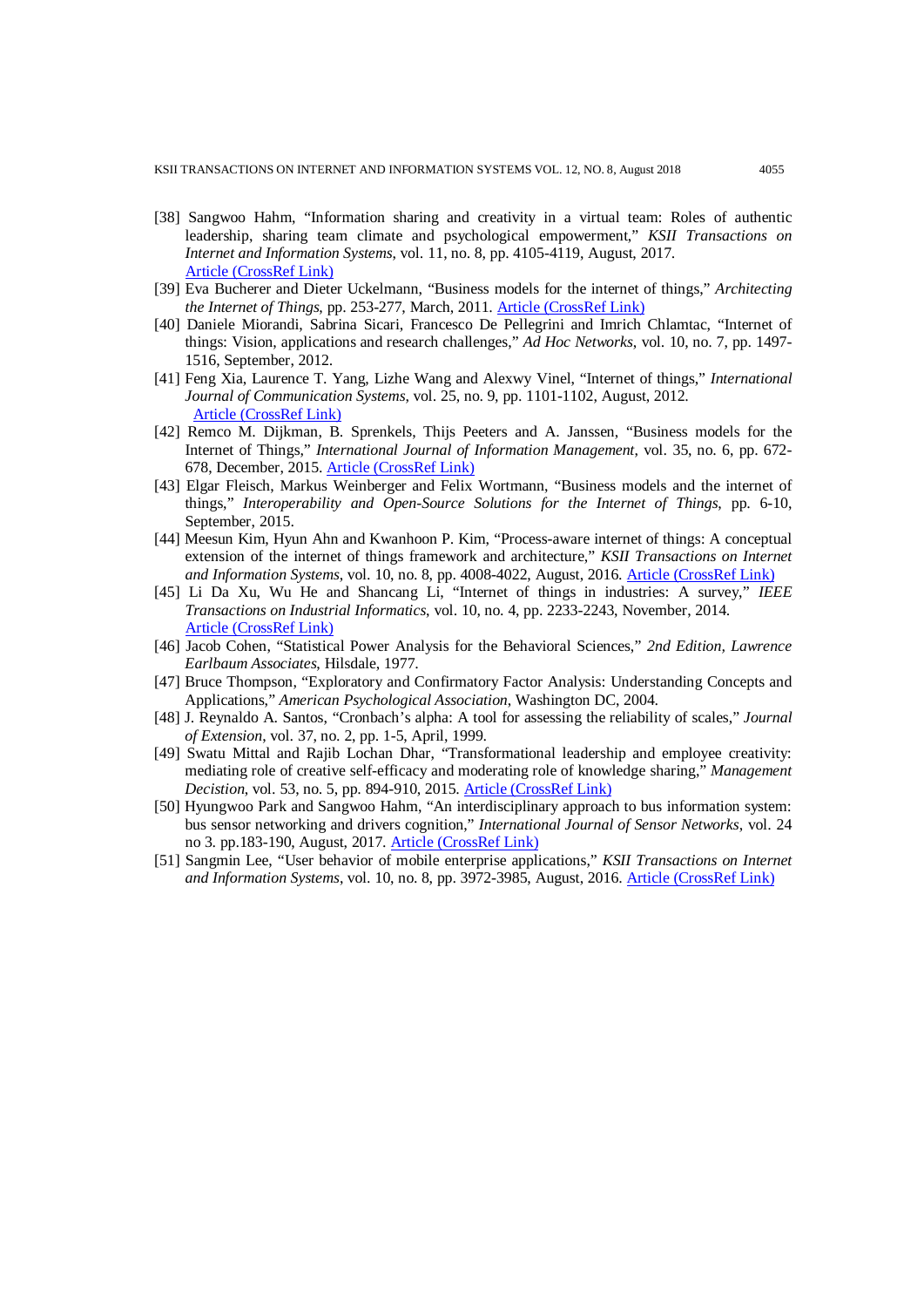[38] Sangwoo Hahm, "Information sharing and creativity in a virtual team: Roles of authentic leadership, sharing team climate and psychological empowerment," *KSII Transactions on Internet and Information Systems*, vol. 11, no. 8, pp. 4105-4119, August, 2017. Article (CrossRef Link)

[39] Eva Bucherer and Dieter Uckelmann, "Business models for the internet of things," *Architecting the Internet of Things*, pp. 253-277, March, 2011. Article (CrossRef Link)

[40] Daniele Miorandi, Sabrina Sicari, Francesco De Pellegrini and Imrich Chlamtac, "Internet of things: Vision, applications and research challenges," *Ad Hoc Networks*, vol. 10, no. 7, pp. 1497-1516, September, 2012.

[41] Feng Xia, Laurence T. Yang, Lizhe Wang and Alexwy Vinel, "Internet of things," *International Journal of Communication Systems*, vol. 25, no. 9, pp. 1101-1102, August, 2012. Article (CrossRef Link)

[42] Remco M. Dijkman, B. Sprenkels, Thijs Peeters and A. Janssen, "Business models for the Internet of Things," *International Journal of Information Management*, vol. 35, no. 6, pp. 672-678, December, 2015. Article (CrossRef Link)

[43] Elgar Fleisch, Markus Weinberger and Felix Wortmann, "Business models and the internet of things," *Interoperability and Open-Source Solutions for the Internet of Things*, pp. 6-10, September, 2015.

[44] Meesun Kim, Hyun Ahn and Kwanhoon P. Kim, "Process-aware internet of things: A conceptual extension of the internet of things framework and architecture," *KSII Transactions on Internet and Information Systems*, vol. 10, no. 8, pp. 4008-4022, August, 2016. Article (CrossRef Link)

[45] Li Da Xu, Wu He and Shancang Li, "Internet of things in industries: A survey," *IEEE Transactions on Industrial Informatics*, vol. 10, no. 4, pp. 2233-2243, November, 2014. Article (CrossRef Link)

[46] Jacob Cohen, "Statistical Power Analysis for the Behavioral Sciences," *2nd Edition, Lawrence Earlbaum Associates*, Hilsdale, 1977.

[47] Bruce Thompson, "Exploratory and Confirmatory Factor Analysis: Understanding Concepts and Applications," *American Psychological Association*, Washington DC, 2004.

[48] J. Reynaldo A. Santos, "Cronbach's alpha: A tool for assessing the reliability of scales," *Journal of Extension*, vol. 37, no. 2, pp. 1-5, April, 1999.

[49] Swatu Mittal and Rajib Lochan Dhar, "Transformational leadership and employee creativity: mediating role of creative self-efficacy and moderating role of knowledge sharing," *Management Decistion*, vol. 53, no. 5, pp. 894-910, 2015. Article (CrossRef Link)

[50] Hyungwoo Park and Sangwoo Hahm, "An interdisciplinary approach to bus information system: bus sensor networking and drivers cognition," *International Journal of Sensor Networks*, vol. 24 no 3. pp.183-190, August, 2017. Article (CrossRef Link)

[51] Sangmin Lee, "User behavior of mobile enterprise applications," *KSII Transactions on Internet and Information Systems*, vol. 10, no. 8, pp. 3972-3985, August, 2016. Article (CrossRef Link)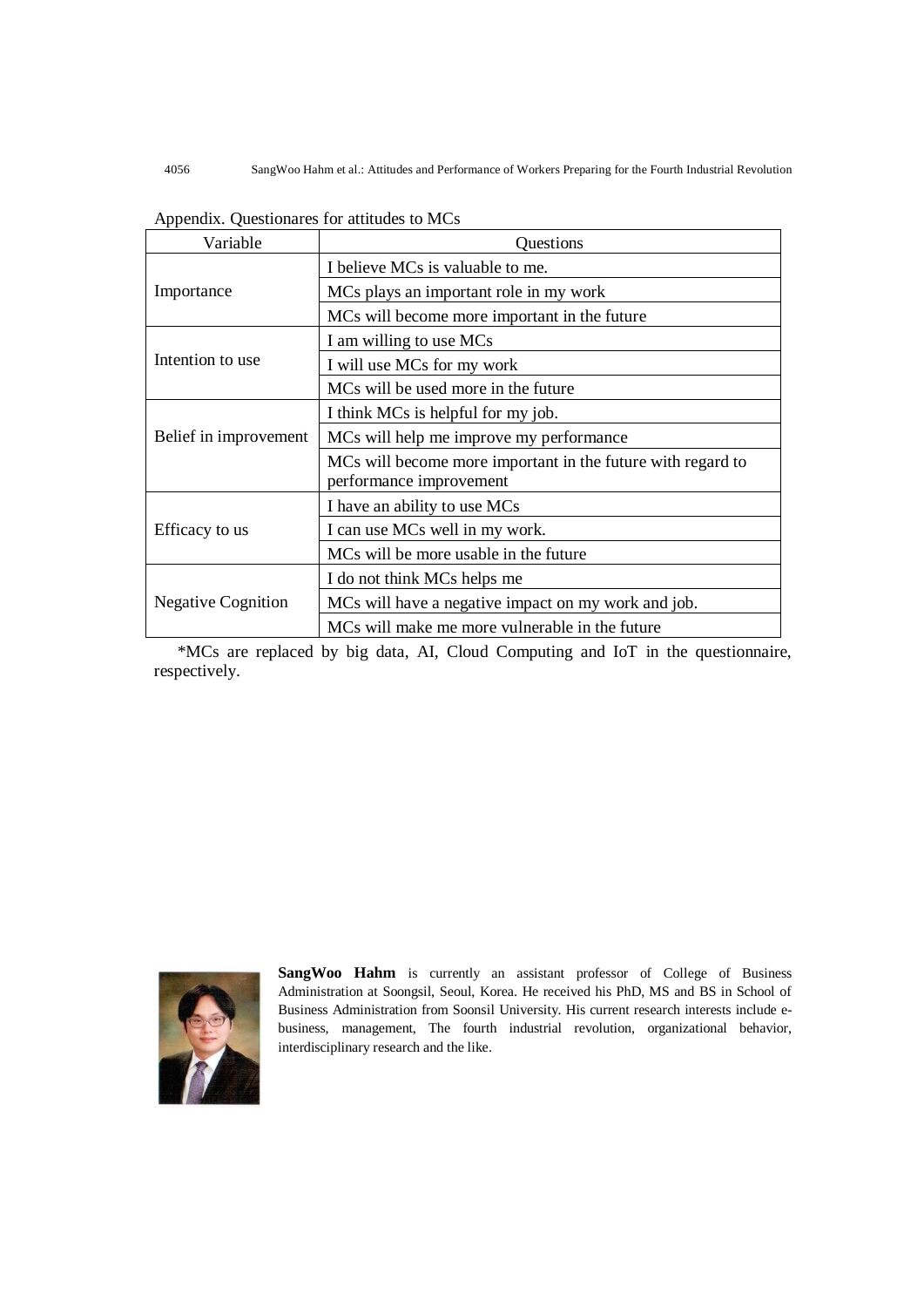Appendix. Questionares for attitudes to MCs

| Variable | Questions |
|---|---|
| Importance | I believe MCs is valuable to me. |
| | MCs plays an important role in my work |
| | MCs will become more important in the future |
| Intention to use | I am willing to use MCs |
| | I will use MCs for my work |
| | MCs will be used more in the future |
| Belief in improvement | I think MCs is helpful for my job. |
| | MCs will help me improve my performance |
| | MCs will become more important in the future with regard to performance improvement |
| Efficacy to us | I have an ability to use MCs |
| | I can use MCs well in my work. |
| | MCs will be more usable in the future |
| Negative Cognition | I do not think MCs helps me |
| | MCs will have a negative impact on my work and job. |
| | MCs will make me more vulnerable in the future |

*MCs are replaced by big data, AI, Cloud Computing and IoT in the questionnaire, respectively.

**SangWoo Hahm** is currently an assistant professor of College of Business Administration at Soongsil, Seoul, Korea. He received his PhD, MS and BS in School of Business Administration from Soonsil University. His current research interests include e-business, management, The fourth industrial revolution, organizational behavior, interdisciplinary research and the like.